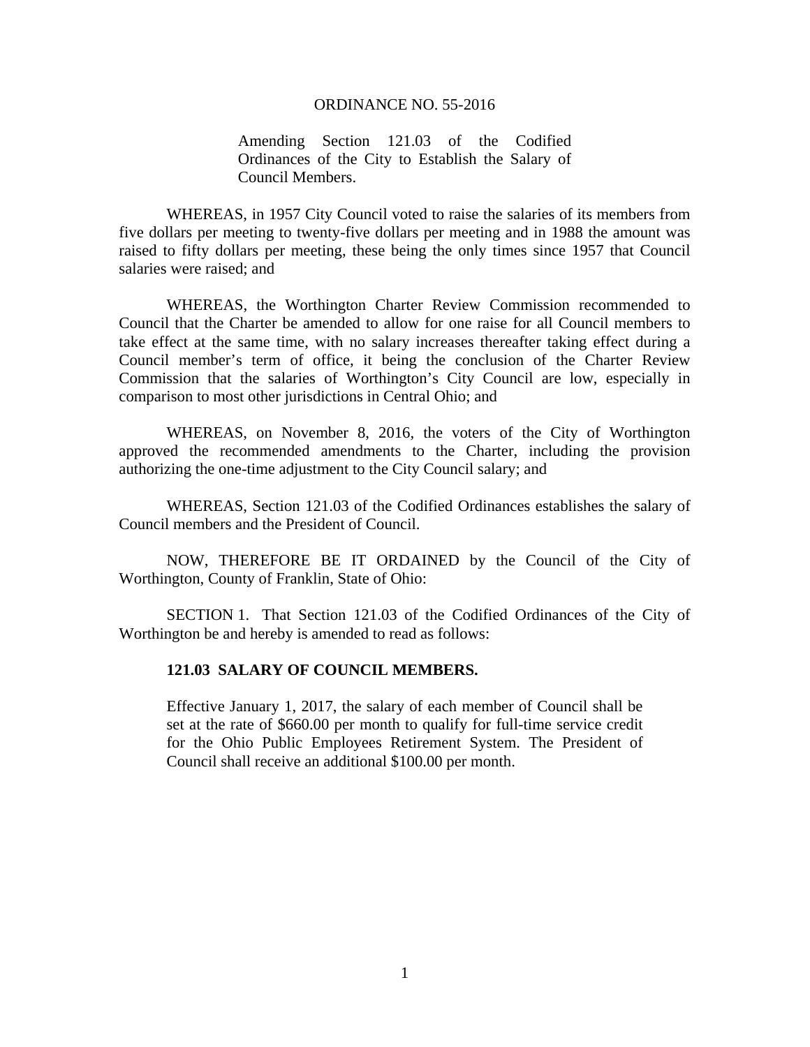# ORDINANCE NO. 55-2016

Amending Section 121.03 of the Codified Ordinances of the City to Establish the Salary of Council Members.

WHEREAS, in 1957 City Council voted to raise the salaries of its members from five dollars per meeting to twenty-five dollars per meeting and in 1988 the amount was raised to fifty dollars per meeting, these being the only times since 1957 that Council salaries were raised; and

WHEREAS, the Worthington Charter Review Commission recommended to Council that the Charter be amended to allow for one raise for all Council members to take effect at the same time, with no salary increases thereafter taking effect during a Council member's term of office, it being the conclusion of the Charter Review Commission that the salaries of Worthington's City Council are low, especially in comparison to most other jurisdictions in Central Ohio; and

WHEREAS, on November 8, 2016, the voters of the City of Worthington approved the recommended amendments to the Charter, including the provision authorizing the one-time adjustment to the City Council salary; and

WHEREAS, Section 121.03 of the Codified Ordinances establishes the salary of Council members and the President of Council.

NOW, THEREFORE BE IT ORDAINED by the Council of the City of Worthington, County of Franklin, State of Ohio:

SECTION 1. That Section 121.03 of the Codified Ordinances of the City of Worthington be and hereby is amended to read as follows:

**121.03 SALARY OF COUNCIL MEMBERS.**

Effective January 1, 2017, the salary of each member of Council shall be set at the rate of $660.00 per month to qualify for full-time service credit for the Ohio Public Employees Retirement System. The President of Council shall receive an additional $100.00 per month.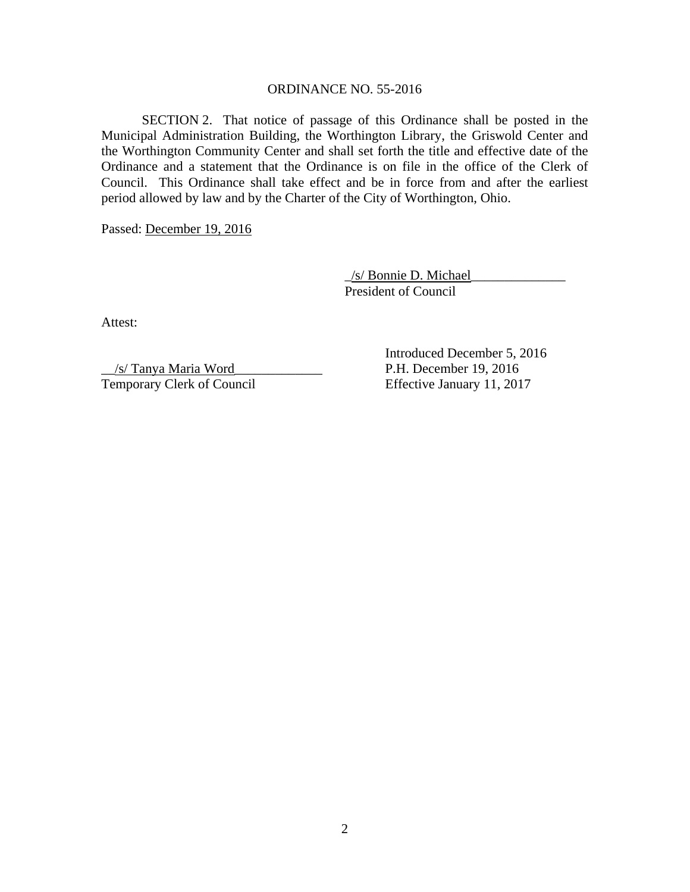ORDINANCE NO. 55-2016

SECTION 2. That notice of passage of this Ordinance shall be posted in the Municipal Administration Building, the Worthington Library, the Griswold Center and the Worthington Community Center and shall set forth the title and effective date of the Ordinance and a statement that the Ordinance is on file in the office of the Clerk of Council. This Ordinance shall take effect and be in force from and after the earliest period allowed by law and by the Charter of the City of Worthington, Ohio.

Passed: December 19, 2016

_/s/ Bonnie D. Michael______________
President of Council

Attest:

__/s/ Tanya Maria Word_____________
Temporary Clerk of Council

Introduced December 5, 2016
P.H. December 19, 2016
Effective January 11, 2017